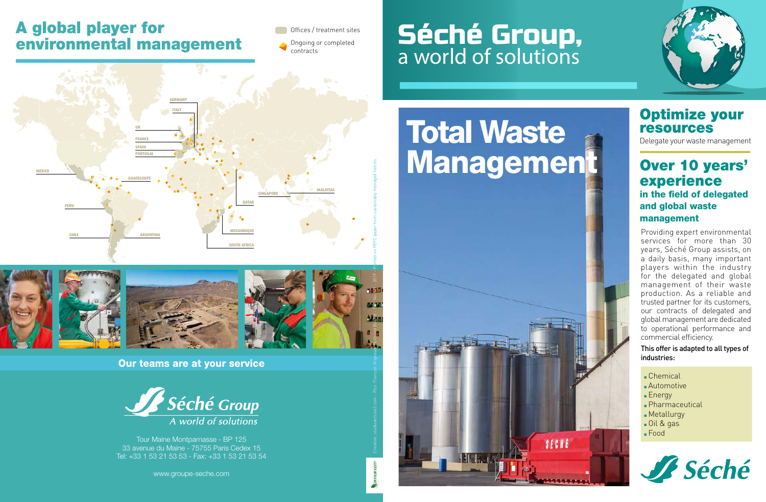## A global player for environmental management

Offices / treatment sites

Ongoing or completed contracts

GERMANY
ITALY
UK
FRANCE
SPAIN
PORTUGAL
MEXICO
GUADELOUPE
PERU
CHILE
ARGENTINA
SINGAPORE
MALAYSIA
QATAR
MOZAMBIQUE
SOUTH AFRICA

**Our teams are at your service**

*Séché Group*
*A world of solutions*

Tour Maine Montparnasse - BP 125
33 avenue du Maine - 75755 Paris Cedex 15
Tel: +33 1 53 21 53 53 - Fax: +33 1 53 21 53 54

www.groupe-seche.com

Creation: studioversion2.com - Pics: François Vignaud - Antoine Billot - Fotolia - 2019 - Printed on PEFC paper from sustainably managed forests.

# Séché Group,
a world of solutions

# Total Waste Management

## Optimize your resources

Delegate your waste management

## Over 10 years' experience

### in the field of delegated and global waste management

Providing expert environmental services for more than 30 years, Séché Group assists, on a daily basis, many important players within the industry for the delegated and global management of their waste production. As a reliable and trusted partner for its customers, our contracts of delegated and global management are dedicated to operational performance and commercial efficiency.

This offer is adapted to all types of industries:

- Chemical
- Automotive
- Energy
- Pharmaceutical
- Metallurgy
- Oil & gas
- Food

*Séché*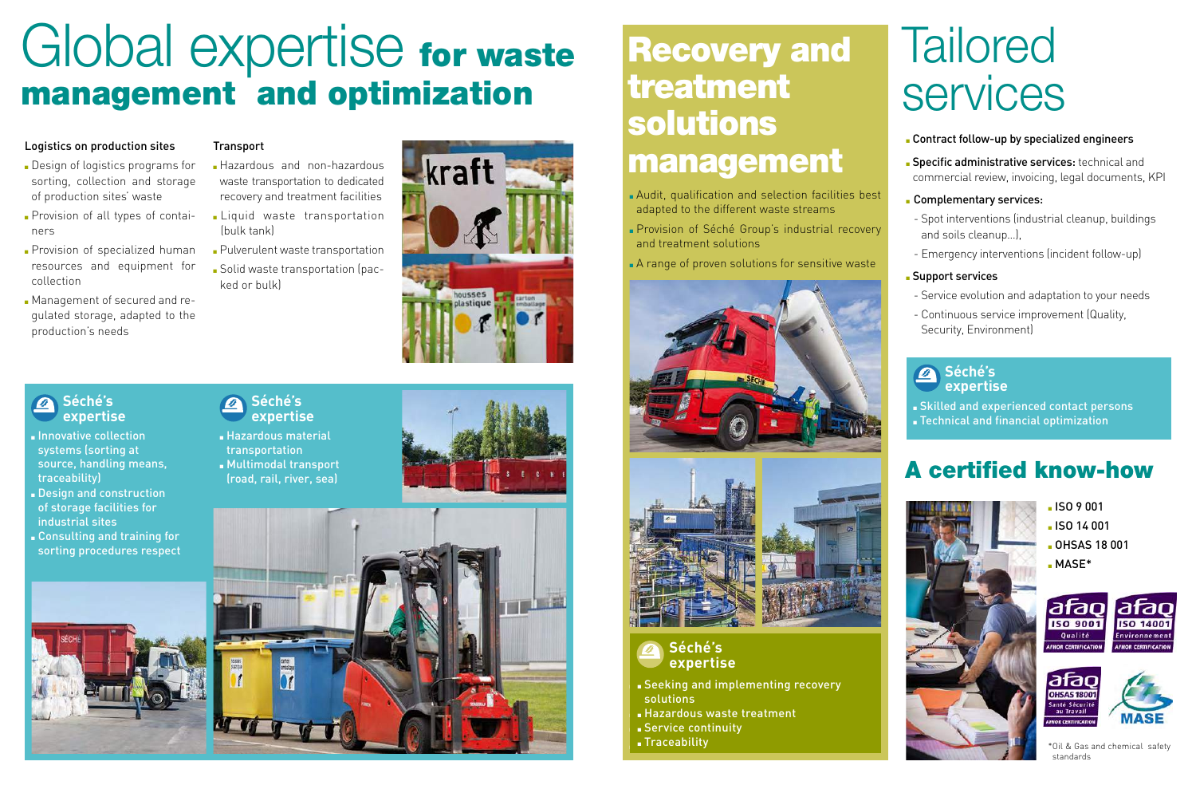# Global expertise for waste management and optimization

### Logistics on production sites

- Design of logistics programs for sorting, collection and storage of production sites' waste
- Provision of all types of containers
- Provision of specialized human resources and equipment for collection
- Management of secured and regulated storage, adapted to the production's needs

### Transport

- Hazardous and non-hazardous waste transportation to dedicated recovery and treatment facilities
- Liquid waste transportation (bulk tank)
- Pulverulent waste transportation
- Solid waste transportation (packed or bulk)

### Séché's expertise

- Innovative collection systems (sorting at source, handling means, traceability)
- Design and construction of storage facilities for industrial sites
- Consulting and training for sorting procedures respect

### Séché's expertise

- Hazardous material transportation
- Multimodal transport (road, rail, river, sea)

# Recovery and treatment solutions management

- Audit, qualification and selection facilities best adapted to the different waste streams
- Provision of Séché Group's industrial recovery and treatment solutions
- A range of proven solutions for sensitive waste

### Séché's expertise

- Seeking and implementing recovery solutions
- Hazardous waste treatment
- Service continuity
- Traceability

# Tailored services

- **Contract follow-up by specialized engineers**
- **Specific administrative services:** technical and commercial review, invoicing, legal documents, KPI
- **Complementary services:**
  - Spot interventions (industrial cleanup, buildings and soils cleanup...),
  - Emergency interventions (incident follow-up)
- **Support services**
  - Service evolution and adaptation to your needs
  - Continuous service improvement (Quality, Security, Environment)

### Séché's expertise

- Skilled and experienced contact persons
- Technical and financial optimization

## A certified know-how

- ISO 9 001
- ISO 14 001
- OHSAS 18 001
- MASE*

*Oil & Gas and chemical safety standards